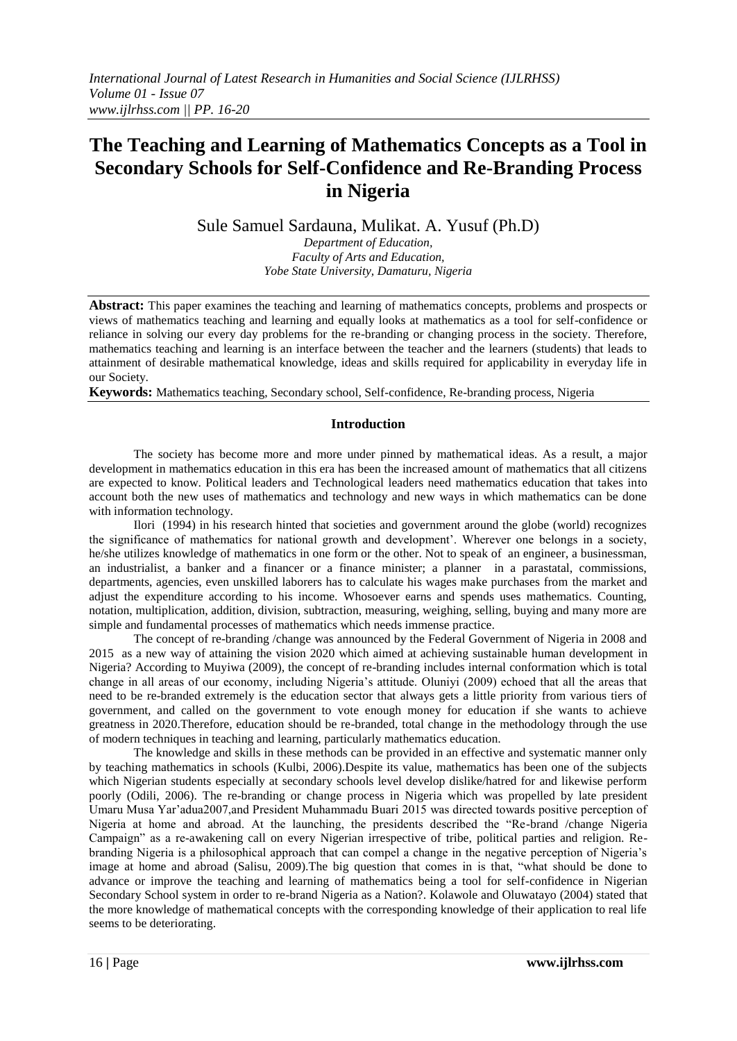# The Teaching and Learning of Mathematics Concepts as a Tool in Secondary Schools for Self-Confidence and Re-Branding Process in Nigeria

Sule Samuel Sardauna, Mulikat. A. Yusuf (Ph.D)

*Department of Education,*
*Faculty of Arts and Education,*
*Yobe State University, Damaturu, Nigeria*

**Abstract:** This paper examines the teaching and learning of mathematics concepts, problems and prospects or views of mathematics teaching and learning and equally looks at mathematics as a tool for self-confidence or reliance in solving our every day problems for the re-branding or changing process in the society. Therefore, mathematics teaching and learning is an interface between the teacher and the learners (students) that leads to attainment of desirable mathematical knowledge, ideas and skills required for applicability in everyday life in our Society.

**Keywords:** Mathematics teaching, Secondary school, Self-confidence, Re-branding process, Nigeria

## Introduction

The society has become more and more under pinned by mathematical ideas. As a result, a major development in mathematics education in this era has been the increased amount of mathematics that all citizens are expected to know. Political leaders and Technological leaders need mathematics education that takes into account both the new uses of mathematics and technology and new ways in which mathematics can be done with information technology.

Ilori (1994) in his research hinted that societies and government around the globe (world) recognizes the significance of mathematics for national growth and development'. Wherever one belongs in a society, he/she utilizes knowledge of mathematics in one form or the other. Not to speak of an engineer, a businessman, an industrialist, a banker and a financer or a finance minister; a planner in a parastatal, commissions, departments, agencies, even unskilled laborers has to calculate his wages make purchases from the market and adjust the expenditure according to his income. Whosoever earns and spends uses mathematics. Counting, notation, multiplication, addition, division, subtraction, measuring, weighing, selling, buying and many more are simple and fundamental processes of mathematics which needs immense practice.

The concept of re-branding /change was announced by the Federal Government of Nigeria in 2008 and 2015 as a new way of attaining the vision 2020 which aimed at achieving sustainable human development in Nigeria? According to Muyiwa (2009), the concept of re-branding includes internal conformation which is total change in all areas of our economy, including Nigeria's attitude. Oluniyi (2009) echoed that all the areas that need to be re-branded extremely is the education sector that always gets a little priority from various tiers of government, and called on the government to vote enough money for education if she wants to achieve greatness in 2020.Therefore, education should be re-branded, total change in the methodology through the use of modern techniques in teaching and learning, particularly mathematics education.

The knowledge and skills in these methods can be provided in an effective and systematic manner only by teaching mathematics in schools (Kulbi, 2006).Despite its value, mathematics has been one of the subjects which Nigerian students especially at secondary schools level develop dislike/hatred for and likewise perform poorly (Odili, 2006). The re-branding or change process in Nigeria which was propelled by late president Umaru Musa Yar'adua2007,and President Muhammadu Buari 2015 was directed towards positive perception of Nigeria at home and abroad. At the launching, the presidents described the "Re-brand /change Nigeria Campaign" as a re-awakening call on every Nigerian irrespective of tribe, political parties and religion. Re-branding Nigeria is a philosophical approach that can compel a change in the negative perception of Nigeria's image at home and abroad (Salisu, 2009).The big question that comes in is that, "what should be done to advance or improve the teaching and learning of mathematics being a tool for self-confidence in Nigerian Secondary School system in order to re-brand Nigeria as a Nation?. Kolawole and Oluwatayo (2004) stated that the more knowledge of mathematical concepts with the corresponding knowledge of their application to real life seems to be deteriorating.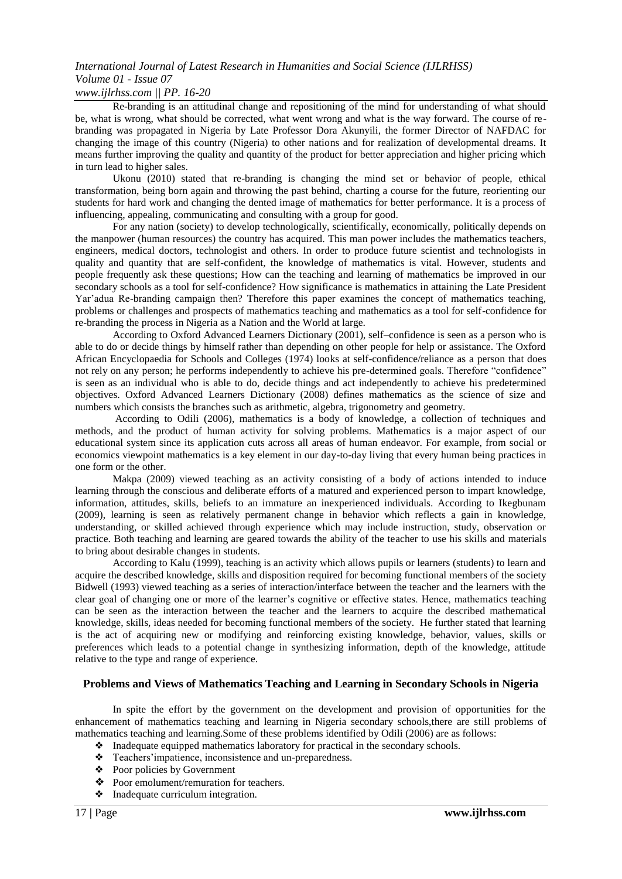Re-branding is an attitudinal change and repositioning of the mind for understanding of what should be, what is wrong, what should be corrected, what went wrong and what is the way forward. The course of re-branding was propagated in Nigeria by Late Professor Dora Akunyili, the former Director of NAFDAC for changing the image of this country (Nigeria) to other nations and for realization of developmental dreams. It means further improving the quality and quantity of the product for better appreciation and higher pricing which in turn lead to higher sales.

Ukonu (2010) stated that re-branding is changing the mind set or behavior of people, ethical transformation, being born again and throwing the past behind, charting a course for the future, reorienting our students for hard work and changing the dented image of mathematics for better performance. It is a process of influencing, appealing, communicating and consulting with a group for good.

For any nation (society) to develop technologically, scientifically, economically, politically depends on the manpower (human resources) the country has acquired. This man power includes the mathematics teachers, engineers, medical doctors, technologist and others. In order to produce future scientist and technologists in quality and quantity that are self-confident, the knowledge of mathematics is vital. However, students and people frequently ask these questions; How can the teaching and learning of mathematics be improved in our secondary schools as a tool for self-confidence? How significance is mathematics in attaining the Late President Yar'adua Re-branding campaign then? Therefore this paper examines the concept of mathematics teaching, problems or challenges and prospects of mathematics teaching and mathematics as a tool for self-confidence for re-branding the process in Nigeria as a Nation and the World at large.

According to Oxford Advanced Learners Dictionary (2001), self–confidence is seen as a person who is able to do or decide things by himself rather than depending on other people for help or assistance. The Oxford African Encyclopaedia for Schools and Colleges (1974) looks at self-confidence/reliance as a person that does not rely on any person; he performs independently to achieve his pre-determined goals. Therefore "confidence" is seen as an individual who is able to do, decide things and act independently to achieve his predetermined objectives. Oxford Advanced Learners Dictionary (2008) defines mathematics as the science of size and numbers which consists the branches such as arithmetic, algebra, trigonometry and geometry.

According to Odili (2006), mathematics is a body of knowledge, a collection of techniques and methods, and the product of human activity for solving problems. Mathematics is a major aspect of our educational system since its application cuts across all areas of human endeavor. For example, from social or economics viewpoint mathematics is a key element in our day-to-day living that every human being practices in one form or the other.

Makpa (2009) viewed teaching as an activity consisting of a body of actions intended to induce learning through the conscious and deliberate efforts of a matured and experienced person to impart knowledge, information, attitudes, skills, beliefs to an immature an inexperienced individuals. According to Ikegbunam (2009), learning is seen as relatively permanent change in behavior which reflects a gain in knowledge, understanding, or skilled achieved through experience which may include instruction, study, observation or practice. Both teaching and learning are geared towards the ability of the teacher to use his skills and materials to bring about desirable changes in students.

According to Kalu (1999), teaching is an activity which allows pupils or learners (students) to learn and acquire the described knowledge, skills and disposition required for becoming functional members of the society Bidwell (1993) viewed teaching as a series of interaction/interface between the teacher and the learners with the clear goal of changing one or more of the learner's cognitive or effective states. Hence, mathematics teaching can be seen as the interaction between the teacher and the learners to acquire the described mathematical knowledge, skills, ideas needed for becoming functional members of the society. He further stated that learning is the act of acquiring new or modifying and reinforcing existing knowledge, behavior, values, skills or preferences which leads to a potential change in synthesizing information, depth of the knowledge, attitude relative to the type and range of experience.

## Problems and Views of Mathematics Teaching and Learning in Secondary Schools in Nigeria

In spite the effort by the government on the development and provision of opportunities for the enhancement of mathematics teaching and learning in Nigeria secondary schools,there are still problems of mathematics teaching and learning.Some of these problems identified by Odili (2006) are as follows:

- Inadequate equipped mathematics laboratory for practical in the secondary schools.
- Teachers'impatience, inconsistence and un-preparedness.
- Poor policies by Government
- Poor emolument/remuration for teachers.
- Inadequate curriculum integration.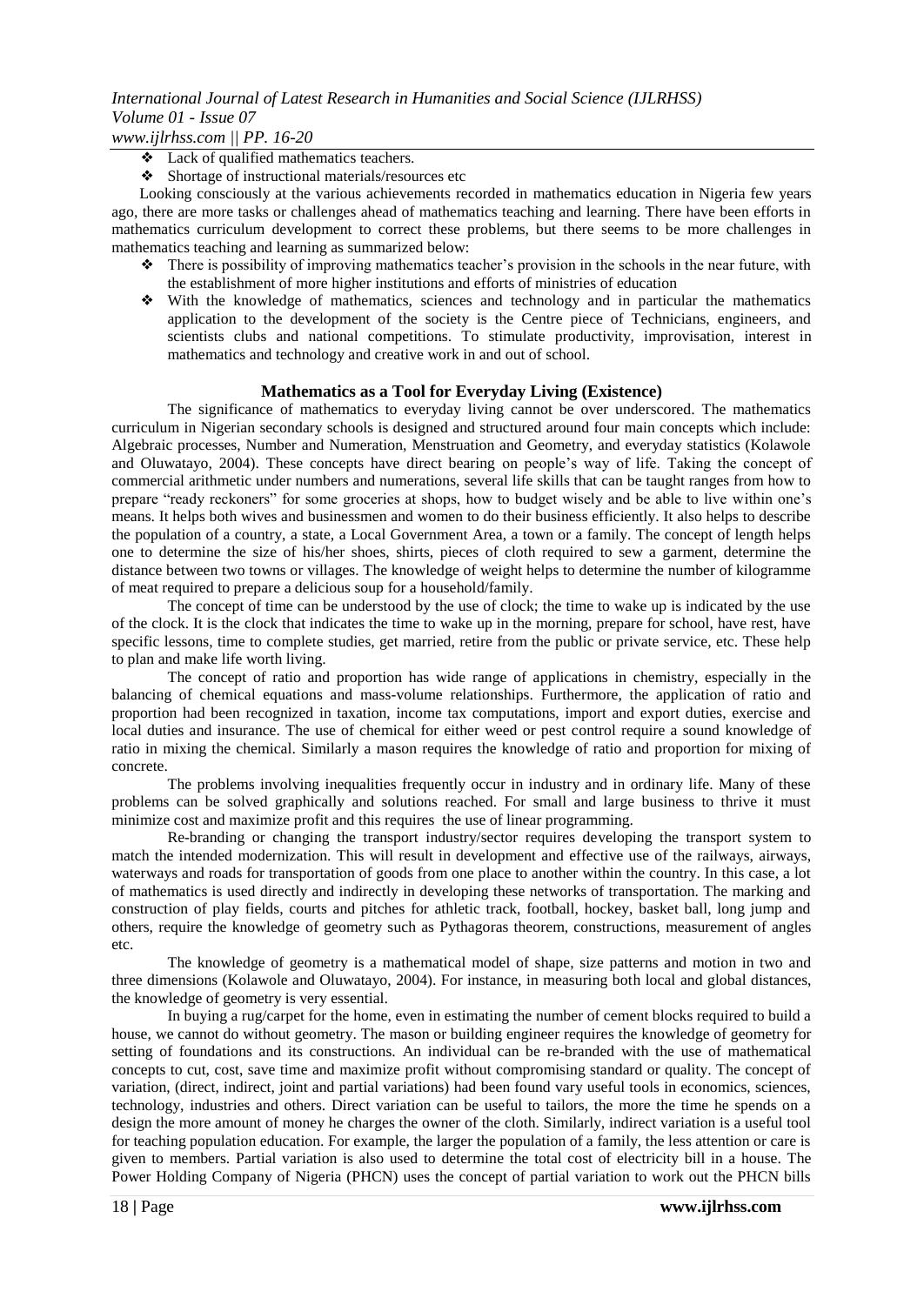- Lack of qualified mathematics teachers.
- Shortage of instructional materials/resources etc

Looking consciously at the various achievements recorded in mathematics education in Nigeria few years ago, there are more tasks or challenges ahead of mathematics teaching and learning. There have been efforts in mathematics curriculum development to correct these problems, but there seems to be more challenges in mathematics teaching and learning as summarized below:

- There is possibility of improving mathematics teacher's provision in the schools in the near future, with the establishment of more higher institutions and efforts of ministries of education
- With the knowledge of mathematics, sciences and technology and in particular the mathematics application to the development of the society is the Centre piece of Technicians, engineers, and scientists clubs and national competitions. To stimulate productivity, improvisation, interest in mathematics and technology and creative work in and out of school.

### Mathematics as a Tool for Everyday Living (Existence)

The significance of mathematics to everyday living cannot be over underscored. The mathematics curriculum in Nigerian secondary schools is designed and structured around four main concepts which include: Algebraic processes, Number and Numeration, Menstruation and Geometry, and everyday statistics (Kolawole and Oluwatayo, 2004). These concepts have direct bearing on people's way of life. Taking the concept of commercial arithmetic under numbers and numerations, several life skills that can be taught ranges from how to prepare "ready reckoners" for some groceries at shops, how to budget wisely and be able to live within one's means. It helps both wives and businessmen and women to do their business efficiently. It also helps to describe the population of a country, a state, a Local Government Area, a town or a family. The concept of length helps one to determine the size of his/her shoes, shirts, pieces of cloth required to sew a garment, determine the distance between two towns or villages. The knowledge of weight helps to determine the number of kilogramme of meat required to prepare a delicious soup for a household/family.

The concept of time can be understood by the use of clock; the time to wake up is indicated by the use of the clock. It is the clock that indicates the time to wake up in the morning, prepare for school, have rest, have specific lessons, time to complete studies, get married, retire from the public or private service, etc. These help to plan and make life worth living.

The concept of ratio and proportion has wide range of applications in chemistry, especially in the balancing of chemical equations and mass-volume relationships. Furthermore, the application of ratio and proportion had been recognized in taxation, income tax computations, import and export duties, exercise and local duties and insurance. The use of chemical for either weed or pest control require a sound knowledge of ratio in mixing the chemical. Similarly a mason requires the knowledge of ratio and proportion for mixing of concrete.

The problems involving inequalities frequently occur in industry and in ordinary life. Many of these problems can be solved graphically and solutions reached. For small and large business to thrive it must minimize cost and maximize profit and this requires the use of linear programming.

Re-branding or changing the transport industry/sector requires developing the transport system to match the intended modernization. This will result in development and effective use of the railways, airways, waterways and roads for transportation of goods from one place to another within the country. In this case, a lot of mathematics is used directly and indirectly in developing these networks of transportation. The marking and construction of play fields, courts and pitches for athletic track, football, hockey, basket ball, long jump and others, require the knowledge of geometry such as Pythagoras theorem, constructions, measurement of angles etc.

The knowledge of geometry is a mathematical model of shape, size patterns and motion in two and three dimensions (Kolawole and Oluwatayo, 2004). For instance, in measuring both local and global distances, the knowledge of geometry is very essential.

In buying a rug/carpet for the home, even in estimating the number of cement blocks required to build a house, we cannot do without geometry. The mason or building engineer requires the knowledge of geometry for setting of foundations and its constructions. An individual can be re-branded with the use of mathematical concepts to cut, cost, save time and maximize profit without compromising standard or quality. The concept of variation, (direct, indirect, joint and partial variations) had been found vary useful tools in economics, sciences, technology, industries and others. Direct variation can be useful to tailors, the more the time he spends on a design the more amount of money he charges the owner of the cloth. Similarly, indirect variation is a useful tool for teaching population education. For example, the larger the population of a family, the less attention or care is given to members. Partial variation is also used to determine the total cost of electricity bill in a house. The Power Holding Company of Nigeria (PHCN) uses the concept of partial variation to work out the PHCN bills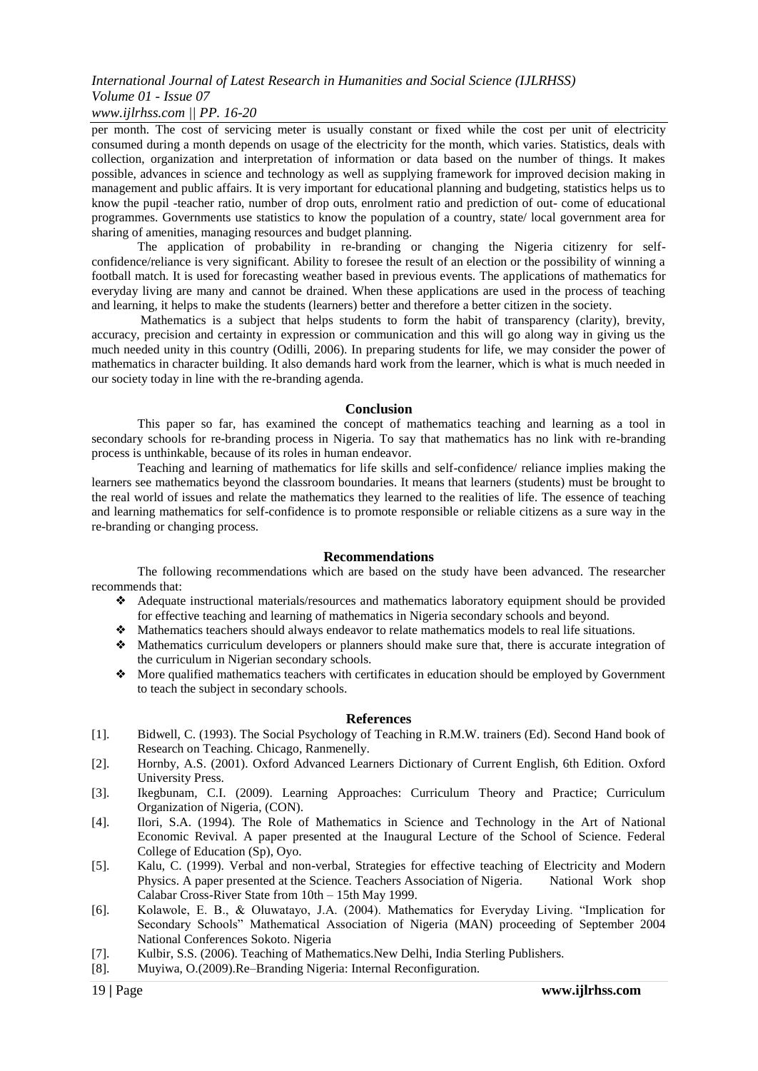per month. The cost of servicing meter is usually constant or fixed while the cost per unit of electricity consumed during a month depends on usage of the electricity for the month, which varies. Statistics, deals with collection, organization and interpretation of information or data based on the number of things. It makes possible, advances in science and technology as well as supplying framework for improved decision making in management and public affairs. It is very important for educational planning and budgeting, statistics helps us to know the pupil -teacher ratio, number of drop outs, enrolment ratio and prediction of out- come of educational programmes. Governments use statistics to know the population of a country, state/ local government area for sharing of amenities, managing resources and budget planning.

The application of probability in re-branding or changing the Nigeria citizenry for self-confidence/reliance is very significant. Ability to foresee the result of an election or the possibility of winning a football match. It is used for forecasting weather based in previous events. The applications of mathematics for everyday living are many and cannot be drained. When these applications are used in the process of teaching and learning, it helps to make the students (learners) better and therefore a better citizen in the society.

Mathematics is a subject that helps students to form the habit of transparency (clarity), brevity, accuracy, precision and certainty in expression or communication and this will go along way in giving us the much needed unity in this country (Odilli, 2006). In preparing students for life, we may consider the power of mathematics in character building. It also demands hard work from the learner, which is what is much needed in our society today in line with the re-branding agenda.

## Conclusion

This paper so far, has examined the concept of mathematics teaching and learning as a tool in secondary schools for re-branding process in Nigeria. To say that mathematics has no link with re-branding process is unthinkable, because of its roles in human endeavor.

Teaching and learning of mathematics for life skills and self-confidence/ reliance implies making the learners see mathematics beyond the classroom boundaries. It means that learners (students) must be brought to the real world of issues and relate the mathematics they learned to the realities of life. The essence of teaching and learning mathematics for self-confidence is to promote responsible or reliable citizens as a sure way in the re-branding or changing process.

## Recommendations

The following recommendations which are based on the study have been advanced. The researcher recommends that:

- Adequate instructional materials/resources and mathematics laboratory equipment should be provided for effective teaching and learning of mathematics in Nigeria secondary schools and beyond.
- Mathematics teachers should always endeavor to relate mathematics models to real life situations.
- Mathematics curriculum developers or planners should make sure that, there is accurate integration of the curriculum in Nigerian secondary schools.
- More qualified mathematics teachers with certificates in education should be employed by Government to teach the subject in secondary schools.

## References

[1]. Bidwell, C. (1993). The Social Psychology of Teaching in R.M.W. trainers (Ed). Second Hand book of Research on Teaching. Chicago, Ranmenelly.

[2]. Hornby, A.S. (2001). Oxford Advanced Learners Dictionary of Current English, 6th Edition. Oxford University Press.

[3]. Ikegbunam, C.I. (2009). Learning Approaches: Curriculum Theory and Practice; Curriculum Organization of Nigeria, (CON).

[4]. Ilori, S.A. (1994). The Role of Mathematics in Science and Technology in the Art of National Economic Revival. A paper presented at the Inaugural Lecture of the School of Science. Federal College of Education (Sp), Oyo.

[5]. Kalu, C. (1999). Verbal and non-verbal, Strategies for effective teaching of Electricity and Modern Physics. A paper presented at the Science. Teachers Association of Nigeria. National Work shop Calabar Cross-River State from 10th – 15th May 1999.

[6]. Kolawole, E. B., & Oluwatayo, J.A. (2004). Mathematics for Everyday Living. "Implication for Secondary Schools" Mathematical Association of Nigeria (MAN) proceeding of September 2004 National Conferences Sokoto. Nigeria

[7]. Kulbir, S.S. (2006). Teaching of Mathematics.New Delhi, India Sterling Publishers.

[8]. Muyiwa, O.(2009).Re–Branding Nigeria: Internal Reconfiguration.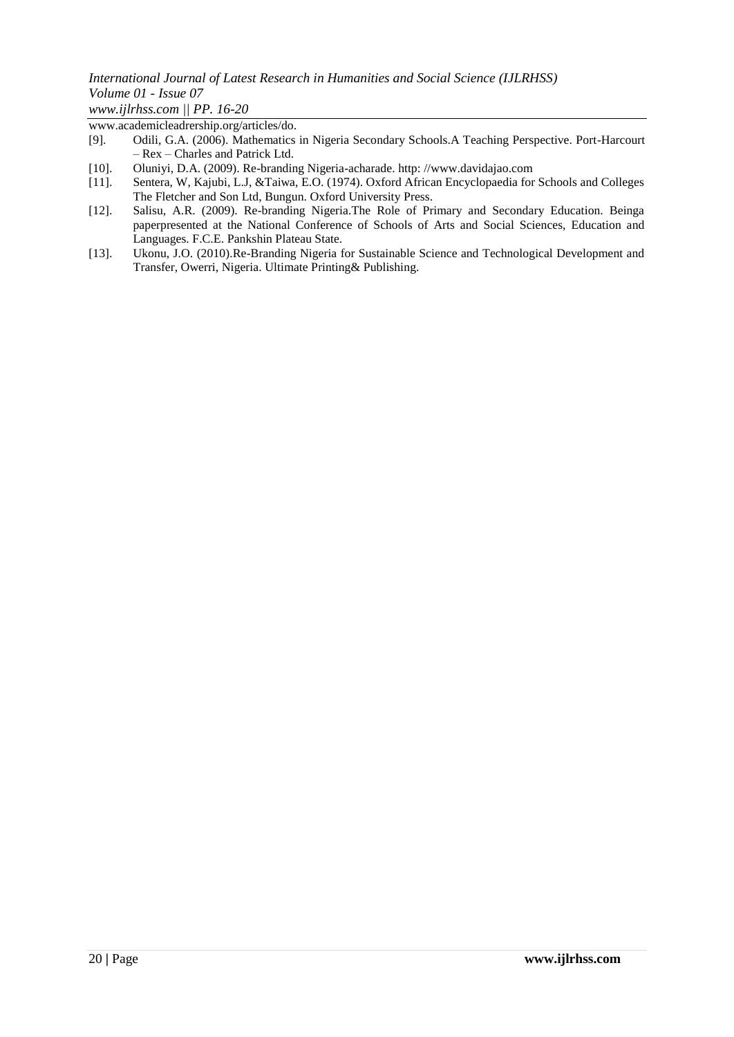www.academicleadrership.org/articles/do.

[9]. Odili, G.A. (2006). Mathematics in Nigeria Secondary Schools.A Teaching Perspective. Port-Harcourt – Rex – Charles and Patrick Ltd.

[10]. Oluniyi, D.A. (2009). Re-branding Nigeria-acharade. http: //www.davidajao.com

[11]. Sentera, W, Kajubi, L.J, &Taiwa, E.O. (1974). Oxford African Encyclopaedia for Schools and Colleges The Fletcher and Son Ltd, Bungun. Oxford University Press.

[12]. Salisu, A.R. (2009). Re-branding Nigeria.The Role of Primary and Secondary Education. Beinga paperpresented at the National Conference of Schools of Arts and Social Sciences, Education and Languages. F.C.E. Pankshin Plateau State.

[13]. Ukonu, J.O. (2010).Re-Branding Nigeria for Sustainable Science and Technological Development and Transfer, Owerri, Nigeria. Ultimate Printing& Publishing.